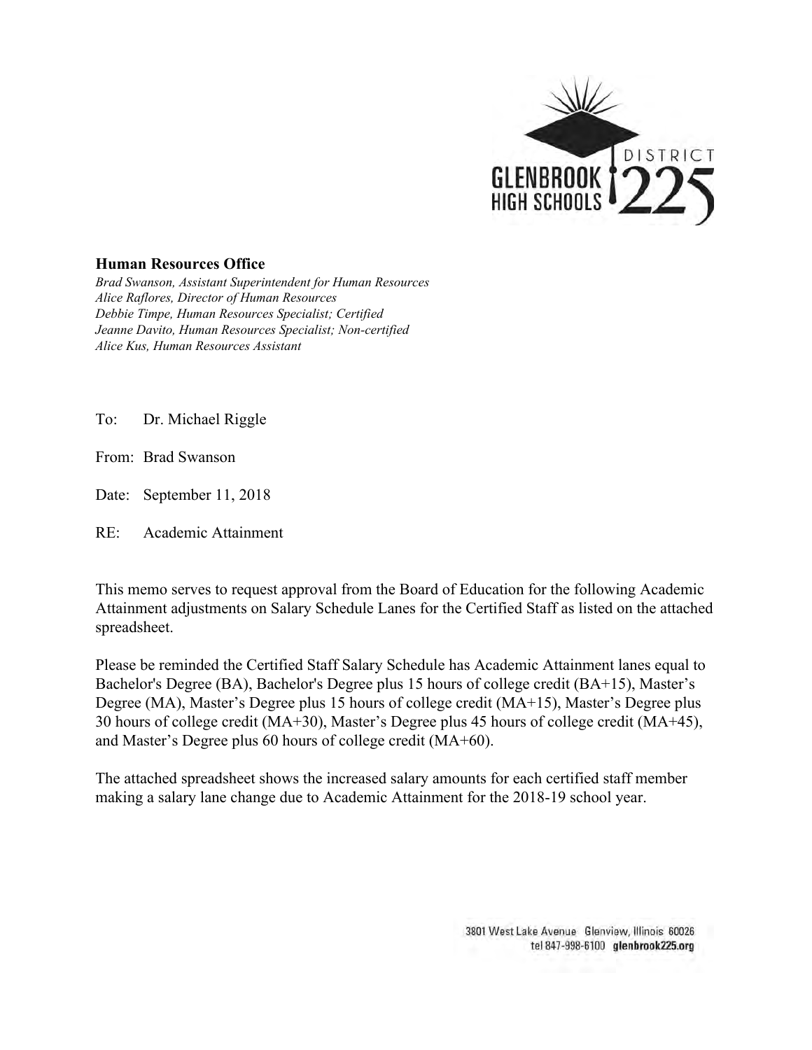GLENBROOK HIGH SCHOOLS DISTRICT 225

**Human Resources Office**

*Brad Swanson, Assistant Superintendent for Human Resources*
*Alice Raflores, Director of Human Resources*
*Debbie Timpe, Human Resources Specialist; Certified*
*Jeanne Davito, Human Resources Specialist; Non-certified*
*Alice Kus, Human Resources Assistant*

To: Dr. Michael Riggle

From: Brad Swanson

Date: September 11, 2018

RE: Academic Attainment

This memo serves to request approval from the Board of Education for the following Academic Attainment adjustments on Salary Schedule Lanes for the Certified Staff as listed on the attached spreadsheet.

Please be reminded the Certified Staff Salary Schedule has Academic Attainment lanes equal to Bachelor's Degree (BA), Bachelor's Degree plus 15 hours of college credit (BA+15), Master's Degree (MA), Master's Degree plus 15 hours of college credit (MA+15), Master's Degree plus 30 hours of college credit (MA+30), Master's Degree plus 45 hours of college credit (MA+45), and Master's Degree plus 60 hours of college credit (MA+60).

The attached spreadsheet shows the increased salary amounts for each certified staff member making a salary lane change due to Academic Attainment for the 2018-19 school year.

3801 West Lake Avenue Glenview, Illinois 60026
tel 847-998-6100 **glenbrook225.org**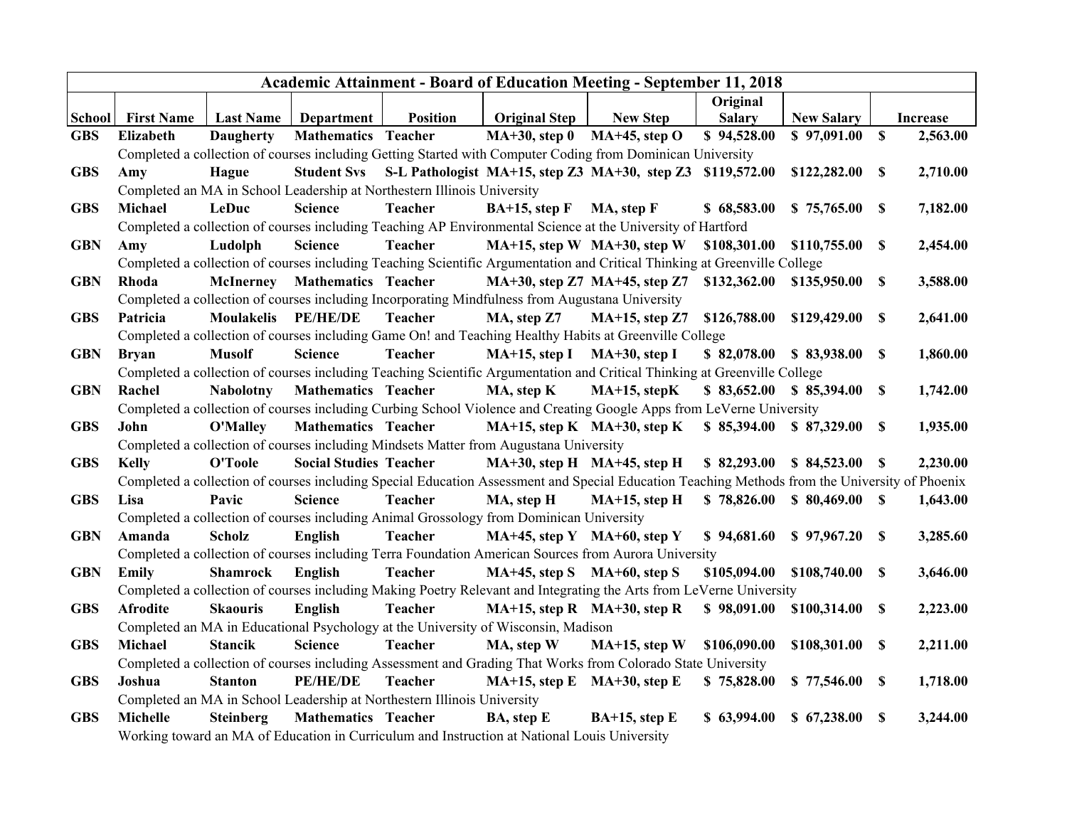| Academic Attainment - Board of Education Meeting - September 11, 2018 | | | | | | | | | |
|---|---|---|---|---|---|---|---|---|---|
| **School** | **First Name** | **Last Name** | **Department** | **Position** | **Original Step** | **New Step** | **Original Salary** | **New Salary** | **Increase** |
| **GBS** | **Elizabeth** | **Daugherty** | **Mathematics** | **Teacher** | **MA+30, step 0** | **MA+45, step O** | **$ 94,528.00** | **$ 97,091.00** | **$ 2,563.00** |
| | Completed a collection of courses including Getting Started with Computer Coding from Dominican University | | | | | | | | |
| **GBS** | **Amy** | **Hague** | **Student Svs** | **S-L Pathologist** | **MA+15, step Z3** | **MA+30, step Z3** | **$119,572.00** | **$122,282.00** | **$ 2,710.00** |
| | Completed an MA in School Leadership at Northestern Illinois University | | | | | | | | |
| **GBS** | **Michael** | **LeDuc** | **Science** | **Teacher** | **BA+15, step F** | **MA, step F** | **$ 68,583.00** | **$ 75,765.00** | **$ 7,182.00** |
| | Completed a collection of courses including Teaching AP Environmental Science at the University of Hartford | | | | | | | | |
| **GBN** | **Amy** | **Ludolph** | **Science** | **Teacher** | **MA+15, step W** | **MA+30, step W** | **$108,301.00** | **$110,755.00** | **$ 2,454.00** |
| | Completed a collection of courses including Teaching Scientific Argumentation and Critical Thinking at Greenville College | | | | | | | | |
| **GBN** | **Rhoda** | **McInerney** | **Mathematics** | **Teacher** | **MA+30, step Z7** | **MA+45, step Z7** | **$132,362.00** | **$135,950.00** | **$ 3,588.00** |
| | Completed a collection of courses including Incorporating Mindfulness from Augustana University | | | | | | | | |
| **GBS** | **Patricia** | **Moulakelis** | **PE/HE/DE** | **Teacher** | **MA, step Z7** | **MA+15, step Z7** | **$126,788.00** | **$129,429.00** | **$ 2,641.00** |
| | Completed a collection of courses including Game On! and Teaching Healthy Habits at Greenville College | | | | | | | | |
| **GBN** | **Bryan** | **Musolf** | **Science** | **Teacher** | **MA+15, step I** | **MA+30, step I** | **$ 82,078.00** | **$ 83,938.00** | **$ 1,860.00** |
| | Completed a collection of courses including Teaching Scientific Argumentation and Critical Thinking at Greenville College | | | | | | | | |
| **GBN** | **Rachel** | **Nabolotny** | **Mathematics** | **Teacher** | **MA, step K** | **MA+15, stepK** | **$ 83,652.00** | **$ 85,394.00** | **$ 1,742.00** |
| | Completed a collection of courses including Curbing School Violence and Creating Google Apps from LeVerne University | | | | | | | | |
| **GBS** | **John** | **O'Malley** | **Mathematics** | **Teacher** | **MA+15, step K** | **MA+30, step K** | **$ 85,394.00** | **$ 87,329.00** | **$ 1,935.00** |
| | Completed a collection of courses including Mindsets Matter from Augustana University | | | | | | | | |
| **GBS** | **Kelly** | **O'Toole** | **Social Studies** | **Teacher** | **MA+30, step H** | **MA+45, step H** | **$ 82,293.00** | **$ 84,523.00** | **$ 2,230.00** |
| | Completed a collection of courses including Special Education Assessment and Special Education Teaching Methods from the University of Phoenix | | | | | | | | |
| **GBS** | **Lisa** | **Pavic** | **Science** | **Teacher** | **MA, step H** | **MA+15, step H** | **$ 78,826.00** | **$ 80,469.00** | **$ 1,643.00** |
| | Completed a collection of courses including Animal Grossology from Dominican University | | | | | | | | |
| **GBN** | **Amanda** | **Scholz** | **English** | **Teacher** | **MA+45, step Y** | **MA+60, step Y** | **$ 94,681.60** | **$ 97,967.20** | **$ 3,285.60** |
| | Completed a collection of courses including Terra Foundation American Sources from Aurora University | | | | | | | | |
| **GBN** | **Emily** | **Shamrock** | **English** | **Teacher** | **MA+45, step S** | **MA+60, step S** | **$105,094.00** | **$108,740.00** | **$ 3,646.00** |
| | Completed a collection of courses including Making Poetry Relevant and Integrating the Arts from LeVerne University | | | | | | | | |
| **GBS** | **Afrodite** | **Skaouris** | **English** | **Teacher** | **MA+15, step R** | **MA+30, step R** | **$ 98,091.00** | **$100,314.00** | **$ 2,223.00** |
| | Completed an MA in Educational Psychology at the University of Wisconsin, Madison | | | | | | | | |
| **GBS** | **Michael** | **Stancik** | **Science** | **Teacher** | **MA, step W** | **MA+15, step W** | **$106,090.00** | **$108,301.00** | **$ 2,211.00** |
| | Completed a collection of courses including Assessment and Grading That Works from Colorado State University | | | | | | | | |
| **GBS** | **Joshua** | **Stanton** | **PE/HE/DE** | **Teacher** | **MA+15, step E** | **MA+30, step E** | **$ 75,828.00** | **$ 77,546.00** | **$ 1,718.00** |
| | Completed an MA in School Leadership at Northestern Illinois University | | | | | | | | |
| **GBS** | **Michelle** | **Steinberg** | **Mathematics** | **Teacher** | **BA, step E** | **BA+15, step E** | **$ 63,994.00** | **$ 67,238.00** | **$ 3,244.00** |
| | Working toward an MA of Education in Curriculum and Instruction at National Louis University | | | | | | | | |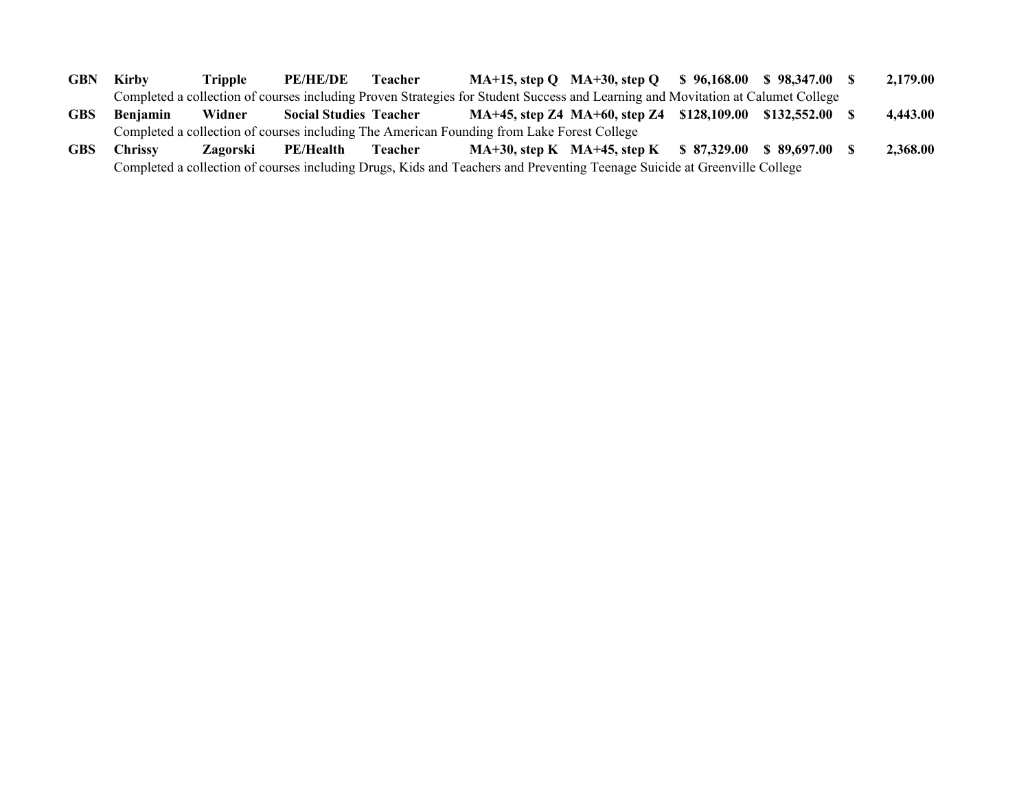| | | | | | | | | | |
|---|---|---|---|---|---|---|---|---|---|
| **GBN** | **Kirby** | **Tripple** | **PE/HE/DE** | **Teacher** | **MA+15, step Q** | **MA+30, step Q** | **$ 96,168.00** | **$ 98,347.00** | **$ 2,179.00** |
| | Completed a collection of courses including Proven Strategies for Student Success and Learning and Movitation at Calumet College | | | | | | | | |
| **GBS** | **Benjamin** | **Widner** | **Social Studies** | **Teacher** | **MA+45, step Z4** | **MA+60, step Z4** | **$128,109.00** | **$132,552.00** | **$ 4,443.00** |
| | Completed a collection of courses including The American Founding from Lake Forest College | | | | | | | | |
| **GBS** | **Chrissy** | **Zagorski** | **PE/Health** | **Teacher** | **MA+30, step K** | **MA+45, step K** | **$ 87,329.00** | **$ 89,697.00** | **$ 2,368.00** |
| | Completed a collection of courses including Drugs, Kids and Teachers and Preventing Teenage Suicide at Greenville College | | | | | | | | |